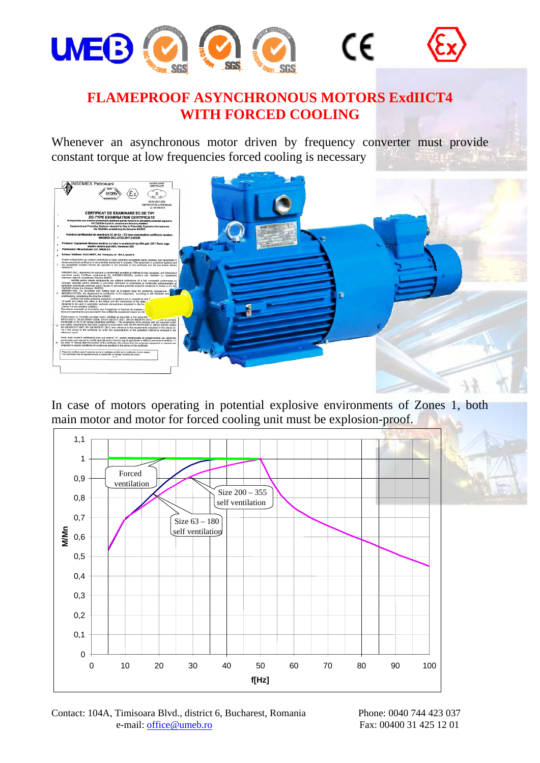# FLAMEPROOF ASYNCHRONOUS MOTORS ExdIICT4
# WITH FORCED COOLING

Whenever an asynchronous motor driven by frequency converter must provide constant torque at low frequencies forced cooling is necessary

In case of motors operating in potential explosive environments of Zones 1, both main motor and motor for forced cooling unit must be explosion-proof.

Contact: 104A, Timisoara Blvd., district 6, Bucharest, Romania
e-mail: office@umeb.ro

Phone: 0040 744 423 037
Fax: 00400 31 425 12 01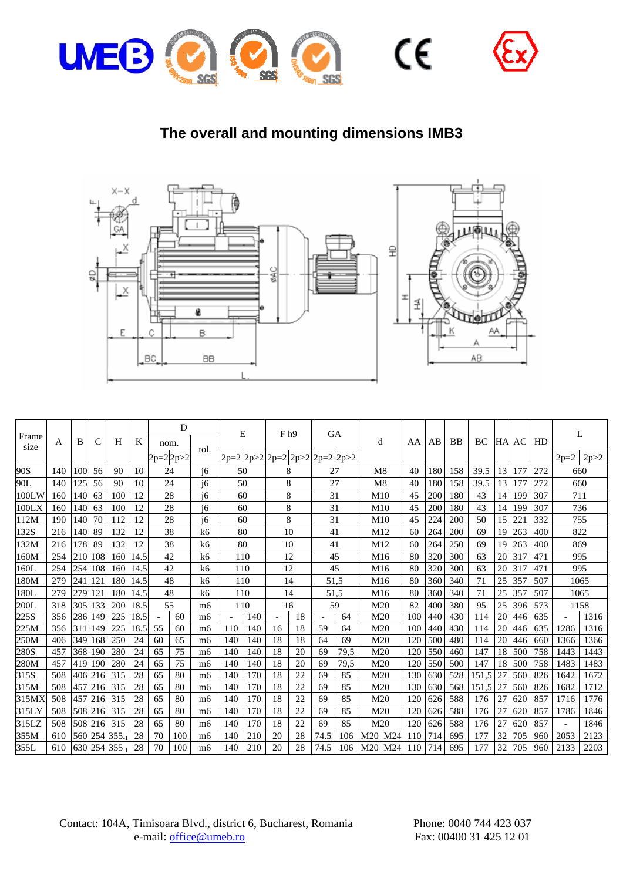## The overall and mounting dimensions IMB3

| Frame size | A | B | C | H | K | D | | | E | | F h9 | | GA | | d | | AA | AB | BB | BC | HA | AC | HD | L | |
|---|---|---|---|---|---|---|---|---|---|---|---|---|---|---|---|---|---|---|---|---|---|---|---|---|---|
| | | | | | | nom. | | tol. | | | | | | | | | | | | | | | | | |
| | | | | | | 2p=2 | 2p>2 | | 2p=2 | 2p>2 | 2p=2 | 2p>2 | 2p=2 | 2p>2 | | | | | | | | | | 2p=2 | 2p>2 |
| 90S | 140 | 100 | 56 | 90 | 10 | 24 | | j6 | 50 | | 8 | | 27 | | M8 | | 40 | 180 | 158 | 39.5 | 13 | 177 | 272 | 660 | |
| 90L | 140 | 125 | 56 | 90 | 10 | 24 | | j6 | 50 | | 8 | | 27 | | M8 | | 40 | 180 | 158 | 39.5 | 13 | 177 | 272 | 660 | |
| 100LW | 160 | 140 | 63 | 100 | 12 | 28 | | j6 | 60 | | 8 | | 31 | | M10 | | 45 | 200 | 180 | 43 | 14 | 199 | 307 | 711 | |
| 100LX | 160 | 140 | 63 | 100 | 12 | 28 | | j6 | 60 | | 8 | | 31 | | M10 | | 45 | 200 | 180 | 43 | 14 | 199 | 307 | 736 | |
| 112M | 190 | 140 | 70 | 112 | 12 | 28 | | j6 | 60 | | 8 | | 31 | | M10 | | 45 | 224 | 200 | 50 | 15 | 221 | 332 | 755 | |
| 132S | 216 | 140 | 89 | 132 | 12 | 38 | | k6 | 80 | | 10 | | 41 | | M12 | | 60 | 264 | 200 | 69 | 19 | 263 | 400 | 822 | |
| 132M | 216 | 178 | 89 | 132 | 12 | 38 | | k6 | 80 | | 10 | | 41 | | M12 | | 60 | 264 | 250 | 69 | 19 | 263 | 400 | 869 | |
| 160M | 254 | 210 | 108 | 160 | 14.5 | 42 | | k6 | 110 | | 12 | | 45 | | M16 | | 80 | 320 | 300 | 63 | 20 | 317 | 471 | 995 | |
| 160L | 254 | 254 | 108 | 160 | 14.5 | 42 | | k6 | 110 | | 12 | | 45 | | M16 | | 80 | 320 | 300 | 63 | 20 | 317 | 471 | 995 | |
| 180M | 279 | 241 | 121 | 180 | 14.5 | 48 | | k6 | 110 | | 14 | | 51,5 | | M16 | | 80 | 360 | 340 | 71 | 25 | 357 | 507 | 1065 | |
| 180L | 279 | 279 | 121 | 180 | 14.5 | 48 | | k6 | 110 | | 14 | | 51,5 | | M16 | | 80 | 360 | 340 | 71 | 25 | 357 | 507 | 1065 | |
| 200L | 318 | 305 | 133 | 200 | 18.5 | 55 | | m6 | 110 | | 16 | | 59 | | M20 | | 82 | 400 | 380 | 95 | 25 | 396 | 573 | 1158 | |
| 225S | 356 | 286 | 149 | 225 | 18.5 | - | 60 | m6 | - | 140 | - | 18 | - | 64 | M20 | | 100 | 440 | 430 | 114 | 20 | 446 | 635 | - | 1316 |
| 225M | 356 | 311 | 149 | 225 | 18.5 | 55 | 60 | m6 | 110 | 140 | 16 | 18 | 59 | 64 | M20 | | 100 | 440 | 430 | 114 | 20 | 446 | 635 | 1286 | 1316 |
| 250M | 406 | 349 | 168 | 250 | 24 | 60 | 65 | m6 | 140 | 140 | 18 | 18 | 64 | 69 | M20 | | 120 | 500 | 480 | 114 | 20 | 446 | 660 | 1366 | 1366 |
| 280S | 457 | 368 | 190 | 280 | 24 | 65 | 75 | m6 | 140 | 140 | 18 | 20 | 69 | 79,5 | M20 | | 120 | 550 | 460 | 147 | 18 | 500 | 758 | 1443 | 1443 |
| 280M | 457 | 419 | 190 | 280 | 24 | 65 | 75 | m6 | 140 | 140 | 18 | 20 | 69 | 79,5 | M20 | | 120 | 550 | 500 | 147 | 18 | 500 | 758 | 1483 | 1483 |
| 315S | 508 | 406 | 216 | 315 | 28 | 65 | 80 | m6 | 140 | 170 | 18 | 22 | 69 | 85 | M20 | | 130 | 630 | 528 | 151,5 | 27 | 560 | 826 | 1642 | 1672 |
| 315M | 508 | 457 | 216 | 315 | 28 | 65 | 80 | m6 | 140 | 170 | 18 | 22 | 69 | 85 | M20 | | 130 | 630 | 568 | 151,5 | 27 | 560 | 826 | 1682 | 1712 |
| 315MX | 508 | 457 | 216 | 315 | 28 | 65 | 80 | m6 | 140 | 170 | 18 | 22 | 69 | 85 | M20 | | 120 | 626 | 588 | 176 | 27 | 620 | 857 | 1716 | 1776 |
| 315LY | 508 | 508 | 216 | 315 | 28 | 65 | 80 | m6 | 140 | 170 | 18 | 22 | 69 | 85 | M20 | | 120 | 626 | 588 | 176 | 27 | 620 | 857 | 1786 | 1846 |
| 315LZ | 508 | 508 | 216 | 315 | 28 | 65 | 80 | m6 | 140 | 170 | 18 | 22 | 69 | 85 | M20 | | 120 | 626 | 588 | 176 | 27 | 620 | 857 | - | 1846 |
| 355M | 610 | 560 | 254 | 355.1 | 28 | 70 | 100 | m6 | 140 | 210 | 20 | 28 | 74.5 | 106 | M20 | M24 | 110 | 714 | 695 | 177 | 32 | 705 | 960 | 2053 | 2123 |
| 355L | 610 | 630 | 254 | 355.1 | 28 | 70 | 100 | m6 | 140 | 210 | 20 | 28 | 74.5 | 106 | M20 | M24 | 110 | 714 | 695 | 177 | 32 | 705 | 960 | 2133 | 2203 |

Contact: 104A, Timisoara Blvd., district 6, Bucharest, Romania
e-mail: office@umeb.ro

Phone: 0040 744 423 037
Fax: 00400 31 425 12 01